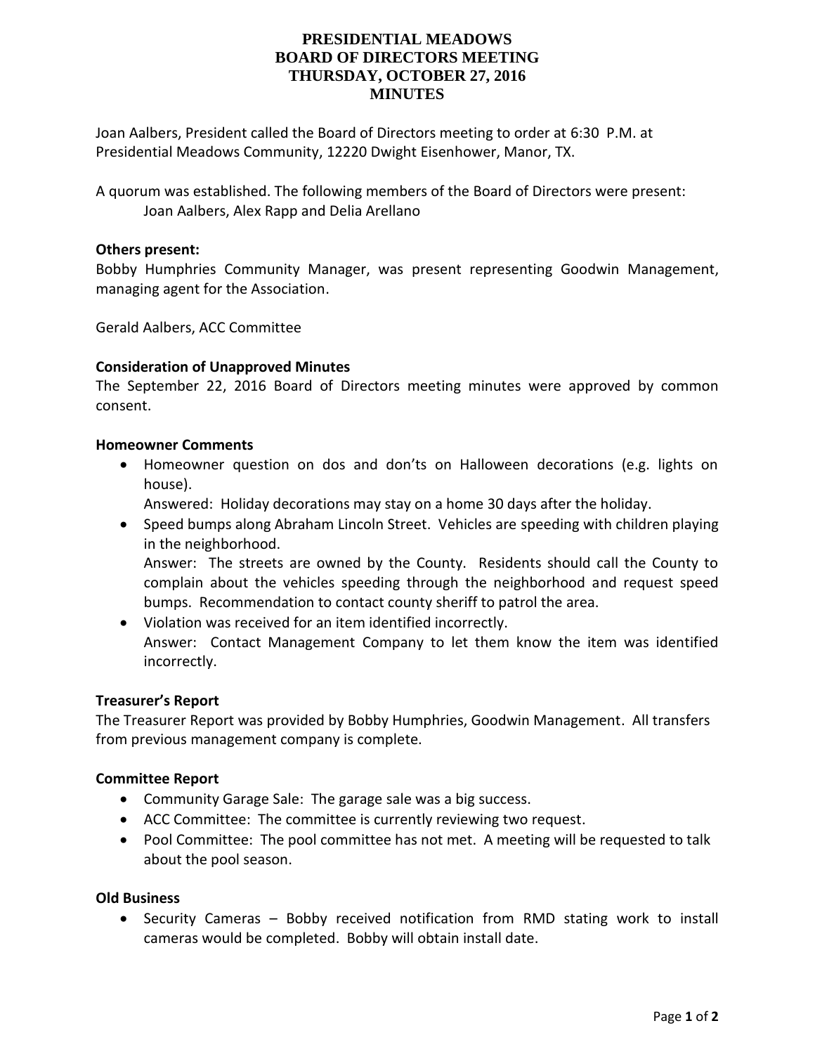# PRESIDENTIAL MEADOWS
# BOARD OF DIRECTORS MEETING
# THURSDAY, OCTOBER 27, 2016
# MINUTES

Joan Aalbers, President called the Board of Directors meeting to order at 6:30 P.M. at Presidential Meadows Community, 12220 Dwight Eisenhower, Manor, TX.

A quorum was established. The following members of the Board of Directors were present:
Joan Aalbers, Alex Rapp and Delia Arellano

**Others present:**

Bobby Humphries Community Manager, was present representing Goodwin Management, managing agent for the Association.

Gerald Aalbers, ACC Committee

**Consideration of Unapproved Minutes**

The September 22, 2016 Board of Directors meeting minutes were approved by common consent.

**Homeowner Comments**

- Homeowner question on dos and don'ts on Halloween decorations (e.g. lights on house).
  Answered: Holiday decorations may stay on a home 30 days after the holiday.
- Speed bumps along Abraham Lincoln Street. Vehicles are speeding with children playing in the neighborhood.
  Answer: The streets are owned by the County. Residents should call the County to complain about the vehicles speeding through the neighborhood and request speed bumps. Recommendation to contact county sheriff to patrol the area.
- Violation was received for an item identified incorrectly.
  Answer: Contact Management Company to let them know the item was identified incorrectly.

**Treasurer's Report**

The Treasurer Report was provided by Bobby Humphries, Goodwin Management. All transfers from previous management company is complete.

**Committee Report**

- Community Garage Sale: The garage sale was a big success.
- ACC Committee: The committee is currently reviewing two request.
- Pool Committee: The pool committee has not met. A meeting will be requested to talk about the pool season.

**Old Business**

- Security Cameras – Bobby received notification from RMD stating work to install cameras would be completed. Bobby will obtain install date.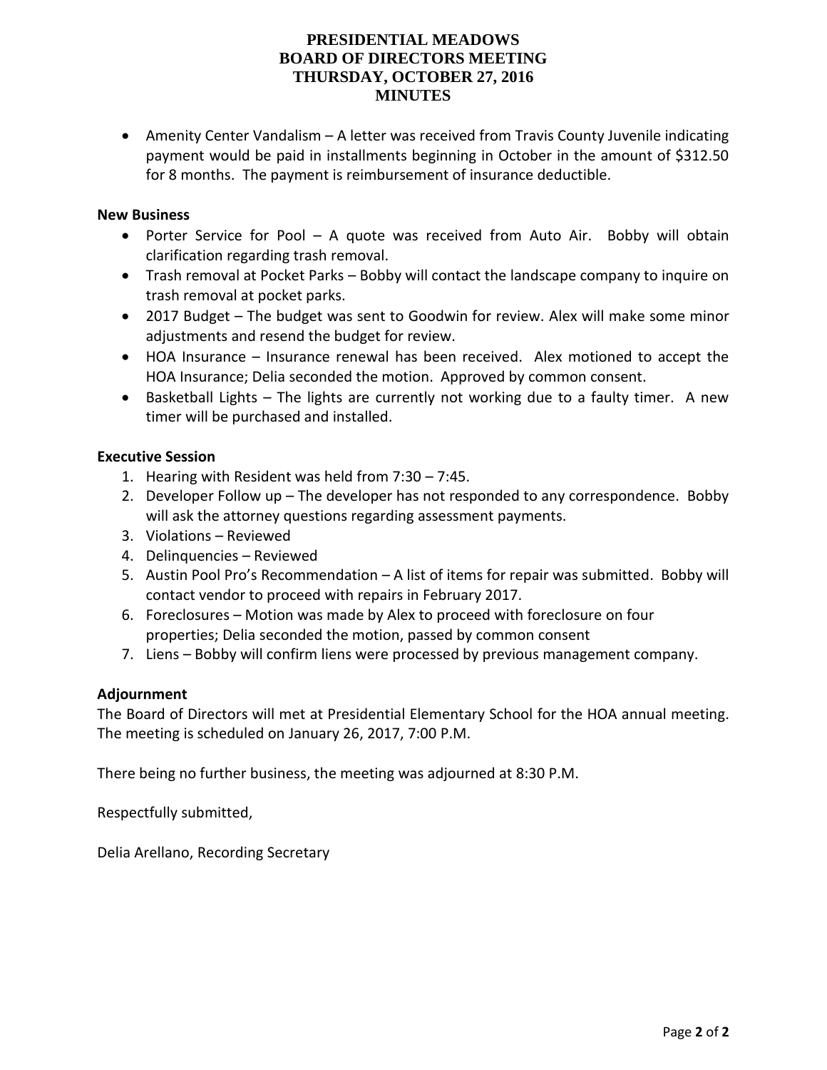- Amenity Center Vandalism – A letter was received from Travis County Juvenile indicating payment would be paid in installments beginning in October in the amount of $312.50 for 8 months. The payment is reimbursement of insurance deductible.

**New Business**

- Porter Service for Pool – A quote was received from Auto Air. Bobby will obtain clarification regarding trash removal.
- Trash removal at Pocket Parks – Bobby will contact the landscape company to inquire on trash removal at pocket parks.
- 2017 Budget – The budget was sent to Goodwin for review. Alex will make some minor adjustments and resend the budget for review.
- HOA Insurance – Insurance renewal has been received. Alex motioned to accept the HOA Insurance; Delia seconded the motion. Approved by common consent.
- Basketball Lights – The lights are currently not working due to a faulty timer. A new timer will be purchased and installed.

**Executive Session**

1. Hearing with Resident was held from 7:30 – 7:45.
2. Developer Follow up – The developer has not responded to any correspondence. Bobby will ask the attorney questions regarding assessment payments.
3. Violations – Reviewed
4. Delinquencies – Reviewed
5. Austin Pool Pro's Recommendation – A list of items for repair was submitted. Bobby will contact vendor to proceed with repairs in February 2017.
6. Foreclosures – Motion was made by Alex to proceed with foreclosure on four properties; Delia seconded the motion, passed by common consent
7. Liens – Bobby will confirm liens were processed by previous management company.

**Adjournment**

The Board of Directors will met at Presidential Elementary School for the HOA annual meeting. The meeting is scheduled on January 26, 2017, 7:00 P.M.

There being no further business, the meeting was adjourned at 8:30 P.M.

Respectfully submitted,

Delia Arellano, Recording Secretary